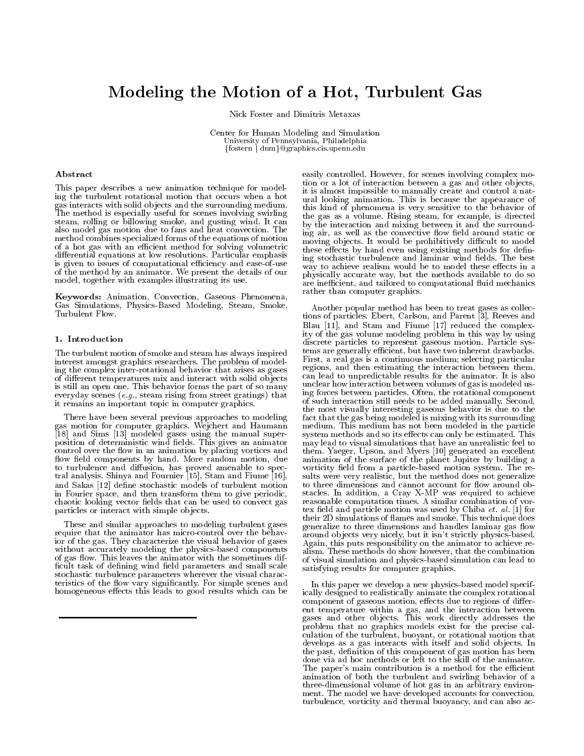# Modeling the Motion of a Hot, Turbulent Gas

Nick Foster and Dimitris Metaxas

Center for Human Modeling and Simulation
University of Pennsylvania, Philadelphia
{fostern | dnm}@graphics.cis.upenn.edu

### Abstract

This paper describes a new animation technique for modeling the turbulent rotational motion that occurs when a hot gas interacts with solid objects and the surrounding medium. The method is especially useful for scenes involving swirling steam, rolling or billowing smoke, and gusting wind. It can also model gas motion due to fans and heat convection. The method combines specialized forms of the equations of motion of a hot gas with an efficient method for solving volumetric differential equations at low resolutions. Particular emphasis is given to issues of computational efficiency and ease-of-use of the method by an animator. We present the details of our model, together with examples illustrating its use.

**Keywords:** Animation, Convection, Gaseous Phenomena, Gas Simulations, Physics-Based Modeling, Steam, Smoke, Turbulent Flow.

### 1. Introduction

The turbulent motion of smoke and steam has always inspired interest amongst graphics researchers. The problem of modeling the complex inter-rotational behavior that arises as gases of different temperatures mix and interact with solid objects is still an open one. This behavior forms the part of so many everyday scenes (*e.g.*, steam rising from street gratings) that it remains an important topic in computer graphics.

There have been several previous approaches to modeling gas motion for computer graphics. Wejchert and Haumann [18] and Sims [13] modeled gases using the manual superposition of deterministic wind fields. This gives an animator control over the flow in an animation by placing vortices and flow field components by hand. More random motion, due to turbulence and diffusion, has proved amenable to spectral analysis. Shinya and Fournier [15], Stam and Fiume [16], and Sakas [12] define stochastic models of turbulent motion in Fourier space, and then transform them to give periodic, chaotic looking vector fields that can be used to convect gas particles or interact with simple objects.

These and similar approaches to modeling turbulent gases require that the animator has micro-control over the behavior of the gas. They characterize the visual behavior of gases without accurately modeling the physics-based components of gas flow. This leaves the animator with the sometimes difficult task of defining wind field parameters and small scale stochastic turbulence parameters wherever the visual characteristics of the flow vary significantly. For simple scenes and homogeneous effects this leads to good results which can be easily controlled. However, for scenes involving complex motion or a lot of interaction between a gas and other objects, it is almost impossible to manually create and control a natural looking animation. This is because the appearance of this kind of phenomena is very sensitive to the behavior of the gas as a volume. Rising steam, for example, is directed by the interaction and mixing between it and the surrounding air, as well as the convective flow field around static or moving objects. It would be prohibitively difficult to model these effects by hand even using existing methods for defining stochastic turbulence and laminar wind fields. The best way to achieve realism would be to model these effects in a physically accurate way, but the methods available to do so are inefficient, and tailored to computational fluid mechanics rather than computer graphics.

Another popular method has been to treat gases as collections of particles. Ebert, Carlson, and Parent [3], Reeves and Blau [11], and Stam and Fiume [17] reduced the complexity of the gas volume modeling problem in this way by using discrete particles to represent gaseous motion. Particle systems are generally efficient, but have two inherent drawbacks. First, a real gas is a continuous medium; selecting particular regions, and then estimating the interaction between them, can lead to unpredictable results for the animator. It is also unclear how interaction between volumes of gas is modeled using forces between particles. Often, the rotational component of such interaction still needs to be added manually. Second, the most visually interesting gaseous behavior is due to the fact that the gas being modeled is mixing with its surrounding medium. This medium has not been modeled in the particle system methods and so its effects can only be estimated. This may lead to visual simulations that have an unrealistic feel to them. Yaeger, Upson, and Myers [10] generated an excellent animation of the surface of the planet Jupiter by building a vorticity field from a particle-based motion system. The results were very realistic, but the method does not generalize to three dimensions and cannot account for flow around obstacles. In addition, a Cray X-MP was required to achieve reasonable computation times. A similar combination of vortex field and particle motion was used by Chiba *et. al.* [1] for their 2D simulations of flames and smoke. This technique does generalize to three dimensions and handles laminar gas flow around objects very nicely, but it isn't strictly physics-based. Again, this puts responsibility on the animator to achieve realism. These methods do show however, that the combination of visual simulation and physics-based simulation can lead to satisfying results for computer graphics.

In this paper we develop a new physics-based model specifically designed to realistically animate the complex rotational component of gaseous motion, effects due to regions of different temperature within a gas, and the interaction between gases and other objects. This work directly addresses the problem that no graphics models exist for the precise calculation of the turbulent, buoyant, or rotational motion that develops as a gas interacts with itself and solid objects. In the past, definition of this component of gas motion has been done via ad hoc methods or left to the skill of the animator. The paper's main contribution is a method for the efficient animation of both the turbulent and swirling behavior of a three-dimensional volume of hot gas in an arbitrary environment. The model we have developed accounts for convection, turbulence, vorticity and thermal buoyancy, and can also ac-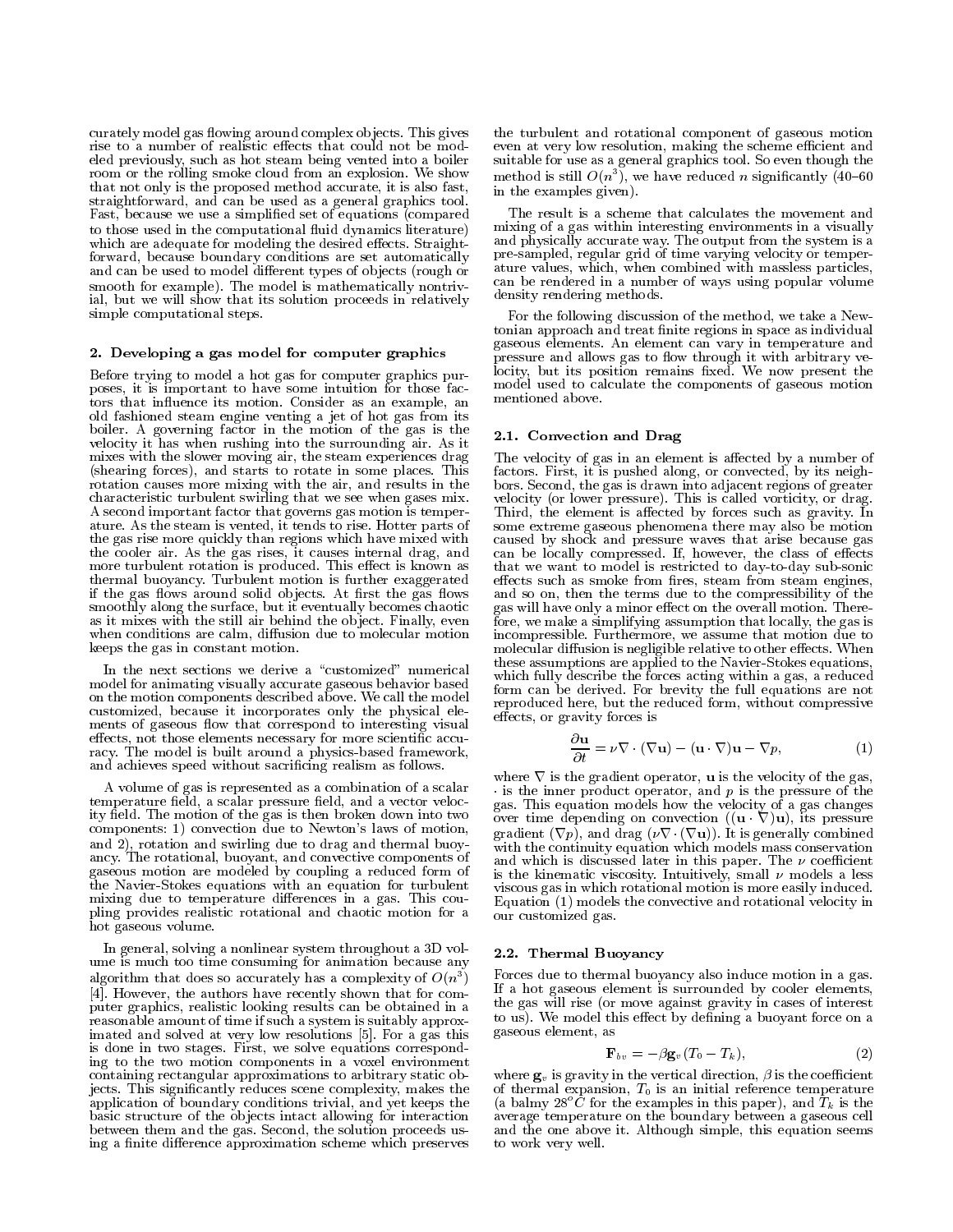curately model gas flowing around complex objects. This gives rise to a number of realistic effects that could not be modeled previously, such as hot steam being vented into a boiler room or the rolling smoke cloud from an explosion. We show that not only is the proposed method accurate, it is also fast, straightforward, and can be used as a general graphics tool. Fast, because we use a simplified set of equations (compared to those used in the computational fluid dynamics literature) which are adequate for modeling the desired effects. Straightforward, because boundary conditions are set automatically and can be used to model different types of objects (rough or smooth for example). The model is mathematically nontrivial, but we will show that its solution proceeds in relatively simple computational steps.

## 2. Developing a gas model for computer graphics

Before trying to model a hot gas for computer graphics purposes, it is important to have some intuition for those factors that influence its motion. Consider as an example, an old fashioned steam engine venting a jet of hot gas from its boiler. A governing factor in the motion of the gas is the velocity it has when rushing into the surrounding air. As it mixes with the slower moving air, the steam experiences drag (shearing forces), and starts to rotate in some places. This rotation causes more mixing with the air, and results in the characteristic turbulent swirling that we see when gases mix. A second important factor that governs gas motion is temperature. As the steam is vented, it tends to rise. Hotter parts of the gas rise more quickly than regions which have mixed with the cooler air. As the gas rises, it causes internal drag, and more turbulent rotation is produced. This effect is known as thermal buoyancy. Turbulent motion is further exaggerated if the gas flows around solid objects. At first the gas flows smoothly along the surface, but it eventually becomes chaotic as it mixes with the still air behind the object. Finally, even when conditions are calm, diffusion due to molecular motion keeps the gas in constant motion.

In the next sections we derive a "customized" numerical model for animating visually accurate gaseous behavior based on the motion components described above. We call the model customized, because it incorporates only the physical elements of gaseous flow that correspond to interesting visual effects, not those elements necessary for more scientific accuracy. The model is built around a physics-based framework, and achieves speed without sacrificing realism as follows.

A volume of gas is represented as a combination of a scalar temperature field, a scalar pressure field, and a vector velocity field. The motion of the gas is then broken down into two components: 1) convection due to Newton's laws of motion, and 2), rotation and swirling due to drag and thermal buoyancy. The rotational, buoyant, and convective components of gaseous motion are modeled by coupling a reduced form of the Navier-Stokes equations with an equation for turbulent mixing due to temperature differences in a gas. This coupling provides realistic rotational and chaotic motion for a hot gaseous volume.

In general, solving a nonlinear system throughout a 3D volume is much too time consuming for animation because any algorithm that does so accurately has a complexity of $O(n^3)$ [4]. However, the authors have recently shown that for computer graphics, realistic looking results can be obtained in a reasonable amount of time if such a system is suitably approximated and solved at very low resolutions [5]. For a gas this is done in two stages. First, we solve equations corresponding to the two motion components in a voxel environment containing rectangular approximations to arbitrary static objects. This significantly reduces scene complexity, makes the application of boundary conditions trivial, and yet keeps the basic structure of the objects intact allowing for interaction between them and the gas. Second, the solution proceeds using a finite difference approximation scheme which preserves the turbulent and rotational component of gaseous motion even at very low resolution, making the scheme efficient and suitable for use as a general graphics tool. So even though the method is still $O(n^3)$, we have reduced $n$ significantly (40–60 in the examples given).

The result is a scheme that calculates the movement and mixing of a gas within interesting environments in a visually and physically accurate way. The output from the system is a pre-sampled, regular grid of time varying velocity or temperature values, which, when combined with massless particles, can be rendered in a number of ways using popular volume density rendering methods.

For the following discussion of the method, we take a Newtonian approach and treat finite regions in space as individual gaseous elements. An element can vary in temperature and pressure and allows gas to flow through it with arbitrary velocity, but its position remains fixed. We now present the model used to calculate the components of gaseous motion mentioned above.

### 2.1. Convection and Drag

The velocity of gas in an element is affected by a number of factors. First, it is pushed along, or convected, by its neighbors. Second, the gas is drawn into adjacent regions of greater velocity (or lower pressure). This is called vorticity, or drag. Third, the element is affected by forces such as gravity. In some extreme gaseous phenomena there may also be motion caused by shock and pressure waves that arise because gas can be locally compressed. If, however, the class of effects that we want to model is restricted to day-to-day sub-sonic effects such as smoke from fires, steam from steam engines, and so on, then the terms due to the compressibility of the gas will have only a minor effect on the overall motion. Therefore, we make a simplifying assumption that locally, the gas is incompressible. Furthermore, we assume that motion due to molecular diffusion is negligible relative to other effects. When these assumptions are applied to the Navier-Stokes equations, which fully describe the forces acting within a gas, a reduced form can be derived. For brevity the full equations are not reproduced here, but the reduced form, without compressive effects, or gravity forces is

$$\frac{\partial \mathbf{u}}{\partial t} = \nu \nabla \cdot (\nabla \mathbf{u}) - (\mathbf{u} \cdot \nabla)\mathbf{u} - \nabla p, \tag{1}$$

where $\nabla$ is the gradient operator, $\mathbf{u}$ is the velocity of the gas, $\cdot$ is the inner product operator, and $p$ is the pressure of the gas. This equation models how the velocity of a gas changes over time depending on convection ($(\mathbf{u} \cdot \nabla)\mathbf{u}$), its pressure gradient ($\nabla p$), and drag ($\nu \nabla \cdot (\nabla \mathbf{u})$). It is generally combined with the continuity equation which models mass conservation and which is discussed later in this paper. The $\nu$ coefficient is the kinematic viscosity. Intuitively, small $\nu$ models a less viscous gas in which rotational motion is more easily induced. Equation (1) models the convective and rotational velocity in our customized gas.

### 2.2. Thermal Buoyancy

Forces due to thermal buoyancy also induce motion in a gas. If a hot gaseous element is surrounded by cooler elements, the gas will rise (or move against gravity in cases of interest to us). We model this effect by defining a buoyant force on a gaseous element, as

$$\mathbf{F}_{bv} = -\beta \mathbf{g}_v (T_0 - T_k), \tag{2}$$

where $\mathbf{g}_v$ is gravity in the vertical direction, $\beta$ is the coefficient of thermal expansion, $T_0$ is an initial reference temperature (a balmy $28^oC$ for the examples in this paper), and $T_k$ is the average temperature on the boundary between a gaseous cell and the one above it. Although simple, this equation seems to work very well.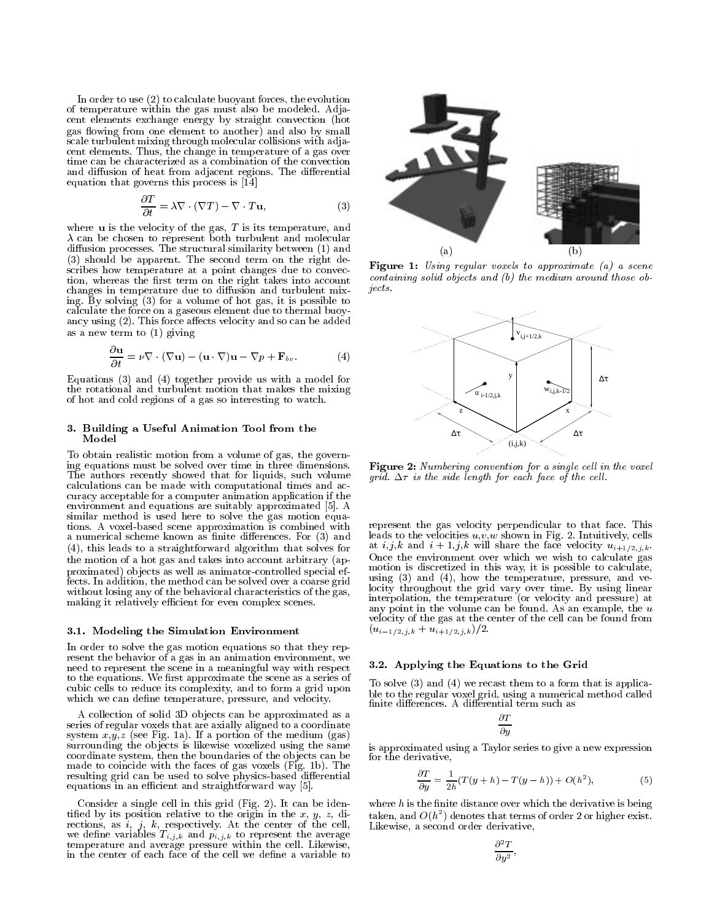In order to use (2) to calculate buoyant forces, the evolution of temperature within the gas must also be modeled. Adjacent elements exchange energy by straight convection (hot gas flowing from one element to another) and also by small scale turbulent mixing through molecular collisions with adjacent elements. Thus, the change in temperature of a gas over time can be characterized as a combination of the convection and diffusion of heat from adjacent regions. The differential equation that governs this process is [14]

$$\frac{\partial T}{\partial t} = \lambda \nabla \cdot (\nabla T) - \nabla \cdot T\mathbf{u}, \tag{3}$$

where $\mathbf{u}$ is the velocity of the gas, $T$ is its temperature, and $\lambda$ can be chosen to represent both turbulent and molecular diffusion processes. The structural similarity between (1) and (3) should be apparent. The second term on the right describes how temperature at a point changes due to convection, whereas the first term on the right takes into account changes in temperature due to diffusion and turbulent mixing. By solving (3) for a volume of hot gas, it is possible to calculate the force on a gaseous element due to thermal buoyancy using (2). This force affects velocity and so can be added as a new term to (1) giving

$$\frac{\partial \mathbf{u}}{\partial t} = \nu \nabla \cdot (\nabla \mathbf{u}) - (\mathbf{u} \cdot \nabla)\mathbf{u} - \nabla p + \mathbf{F}_{bv}. \tag{4}$$

Equations (3) and (4) together provide us with a model for the rotational and turbulent motion that makes the mixing of hot and cold regions of a gas so interesting to watch.

### 3. Building a Useful Animation Tool from the Model

To obtain realistic motion from a volume of gas, the governing equations must be solved over time in three dimensions. The authors recently showed that for liquids, such volume calculations can be made with computational times and accuracy acceptable for a computer animation application if the environment and equations are suitably approximated [5]. A similar method is used here to solve the gas motion equations. A voxel-based scene approximation is combined with a numerical scheme known as finite differences. For (3) and (4), this leads to a straightforward algorithm that solves for the motion of a hot gas and takes into account arbitrary (approximated) objects as well as animator-controlled special effects. In addition, the method can be solved over a coarse grid without losing any of the behavioral characteristics of the gas, making it relatively efficient for even complex scenes.

#### 3.1. Modeling the Simulation Environment

In order to solve the gas motion equations so that they represent the behavior of a gas in an animation environment, we need to represent the scene in a meaningful way with respect to the equations. We first approximate the scene as a series of cubic cells to reduce its complexity, and to form a grid upon which we can define temperature, pressure, and velocity.

A collection of solid 3D objects can be approximated as a series of regular voxels that are axially aligned to a coordinate system $x$,$y$,$z$ (see Fig. 1a). If a portion of the medium (gas) surrounding the objects is likewise voxelized using the same coordinate system, then the boundaries of the objects can be made to coincide with the faces of gas voxels (Fig. 1b). The resulting grid can be used to solve physics-based differential equations in an efficient and straightforward way [5].

Consider a single cell in this grid (Fig. 2). It can be identified by its position relative to the origin in the $x$, $y$, $z$, directions, as $i$, $j$, $k$, respectively. At the center of the cell, we define variables $T_{i,j,k}$ and $p_{i,j,k}$ to represent the average temperature and average pressure within the cell. Likewise, in the center of each face of the cell we define a variable to represent the gas velocity perpendicular to that face. This leads to the velocities $u$,$v$,$w$ shown in Fig. 2. Intuitively, cells at $i,j,k$ and $i+1,j,k$ will share the face velocity $u_{i+1/2,j,k}$. Once the environment over which we wish to calculate gas motion is discretized in this way, it is possible to calculate, using (3) and (4), how the temperature, pressure, and velocity throughout the grid vary over time. By using linear interpolation, the temperature (or velocity and pressure) at any point in the volume can be found. As an example, the $u$ velocity of the gas at the center of the cell can be found from $(u_{i-1/2,j,k} + u_{i+1/2,j,k})/2$.

**Figure 1:** *Using regular voxels to approximate (a) a scene containing solid objects and (b) the medium around those objects.*

**Figure 2:** *Numbering convention for a single cell in the voxel grid. $\Delta\tau$ is the side length for each face of the cell.*

#### 3.2. Applying the Equations to the Grid

To solve (3) and (4) we recast them to a form that is applicable to the regular voxel grid, using a numerical method called finite differences. A differential term such as

$$\frac{\partial T}{\partial y}$$

is approximated using a Taylor series to give a new expression for the derivative,

$$\frac{\partial T}{\partial y} = \frac{1}{2h}(T(y+h) - T(y-h)) + O(h^2), \tag{5}$$

where $h$ is the finite distance over which the derivative is being taken, and $O(h^2)$ denotes that terms of order 2 or higher exist. Likewise, a second order derivative,

$$\frac{\partial^2 T}{\partial y^2},$$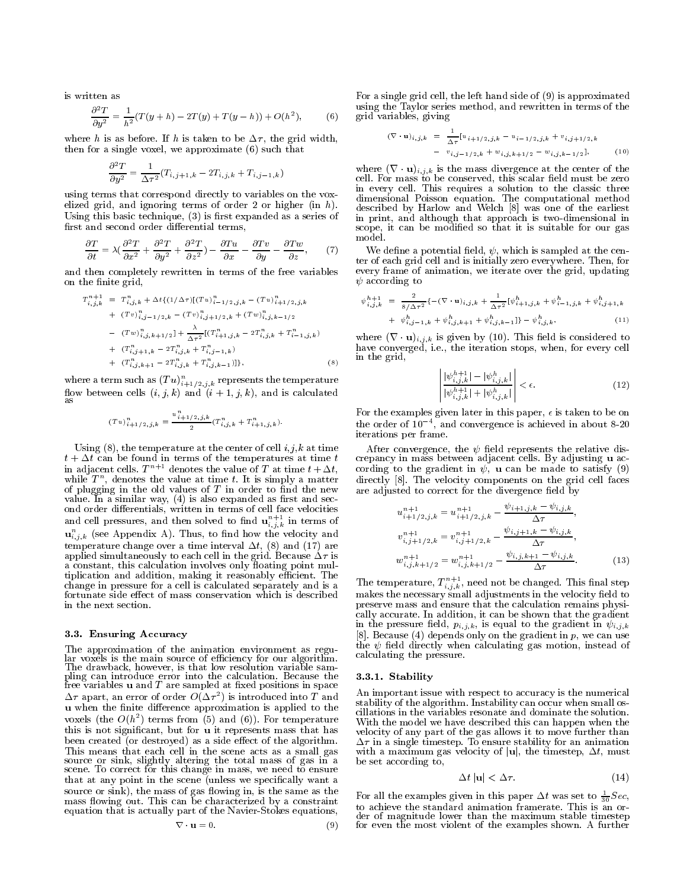is written as

$$\frac{\partial^2 T}{\partial y^2} = \frac{1}{h^2}(T(y+h) - 2T(y) + T(y-h)) + O(h^2), \tag{6}$$

where $h$ is as before. If $h$ is taken to be $\Delta\tau$, the grid width, then for a single voxel, we approximate (6) such that

$$\frac{\partial^2 T}{\partial y^2} = \frac{1}{\Delta\tau^2}(T_{i,j+1,k} - 2T_{i,j,k} + T_{i,j-1,k})$$

using terms that correspond directly to variables on the voxelized grid, and ignoring terms of order 2 or higher (in $h$). Using this basic technique, (3) is first expanded as a series of first and second order differential terms,

$$\frac{\partial T}{\partial t} = \lambda(\frac{\partial^2 T}{\partial x^2} + \frac{\partial^2 T}{\partial y^2} + \frac{\partial^2 T}{\partial z^2}) - \frac{\partial Tu}{\partial x} - \frac{\partial Tv}{\partial y} - \frac{\partial Tw}{\partial z}, \tag{7}$$

and then completely rewritten in terms of the free variables on the finite grid,

$$\begin{aligned}
T^{n+1}_{i,j,k} &= T^n_{i,j,k} + \Delta t\{(1/\Delta\tau)[(Tu)^n_{i-1/2,j,k} - (Tu)^n_{i+1/2,j,k} \\
&+ (Tv)^n_{i,j-1/2,k} - (Tv)^n_{i,j+1/2,k} + (Tw)^n_{i,j,k-1/2} \\
&- (Tw)^n_{i,j,k+1/2}] + \frac{\lambda}{\Delta\tau^2}[(T^n_{i+1,j,k} - 2T^n_{i,j,k} + T^n_{i-1,j,k}) \\
&+ (T^n_{i,j+1,k} - 2T^n_{i,j,k} + T^n_{i,j-1,k}) \\
&+ (T^n_{i,j,k+1} - 2T^n_{i,j,k} + T^n_{i,j,k-1})]\},
\end{aligned} \tag{8}$$

where a term such as $(Tu)^n_{i+1/2,j,k}$ represents the temperature flow between cells $(i,j,k)$ and $(i+1,j,k)$, and is calculated as

$$(Tu)^n_{i+1/2,j,k} = \frac{u^n_{i+1/2,j,k}}{2}(T^n_{i,j,k} + T^n_{i+1,j,k}).$$

Using (8), the temperature at the center of cell $i,j,k$ at time $t+\Delta t$ can be found in terms of the temperatures at time $t$ in adjacent cells. $T^{n+1}$ denotes the value of $T$ at time $t+\Delta t$, while $T^n$, denotes the value at time $t$. It is simply a matter of plugging in the old values of $T$ in order to find the new value. In a similar way, (4) is also expanded as first and second order differentials, written in terms of cell face velocities and cell pressures, and then solved to find $\mathbf{u}^{n+1}_{i,j,k}$ in terms of $\mathbf{u}^n_{i,j,k}$ (see Appendix A). Thus, to find how the velocity and temperature change over a time interval $\Delta t$, (8) and (17) are applied simultaneously to each cell in the grid. Because $\Delta\tau$ is a constant, this calculation involves only floating point multiplication and addition, making it reasonably efficient. The change in pressure for a cell is calculated separately and is a fortunate side effect of mass conservation which is described in the next section.

### 3.3. Ensuring Accuracy

The approximation of the animation environment as regular voxels is the main source of efficiency for our algorithm. The drawback, however, is that low resolution variable sampling can introduce error into the calculation. Because the free variables $\mathbf{u}$ and $T$ are sampled at fixed positions in space $\Delta\tau$ apart, an error of order $O(\Delta\tau^2)$ is introduced into $T$ and $\mathbf{u}$ when the finite difference approximation is applied to the voxels (the $O(h^2)$ terms from (5) and (6)). For temperature this is not significant, but for $\mathbf{u}$ it represents mass that has been created (or destroyed) as a side effect of the algorithm. This means that each cell in the scene acts as a small gas source or sink, slightly altering the total mass of gas in a scene. To correct for this change in mass, we need to ensure that at any point in the scene (unless we specifically want a source or sink), the mass of gas flowing in, is the same as the mass flowing out. This can be characterized by a constraint equation that is actually part of the Navier-Stokes equations,

$$\nabla \cdot \mathbf{u} = 0. \tag{9}$$

For a single grid cell, the left hand side of (9) is approximated using the Taylor series method, and rewritten in terms of the grid variables, giving

$$\begin{aligned}
(\nabla\cdot\mathbf{u})_{i,j,k} &= \frac{1}{\Delta\tau}[u_{i+1/2,j,k} - u_{i-1/2,j,k} + v_{i,j+1/2,k} \\
&- v_{i,j-1/2,k} + w_{i,j,k+1/2} - w_{i,j,k-1/2}],
\end{aligned} \tag{10}$$

where $(\nabla\cdot\mathbf{u})_{i,j,k}$ is the mass divergence at the center of the cell. For mass to be conserved, this scalar field must be zero in every cell. This requires a solution to the classic three dimensional Poisson equation. The computational method described by Harlow and Welch [8] was one of the earliest in print, and although that approach is two-dimensional in scope, it can be modified so that it is suitable for our gas model.

We define a potential field, $\psi$, which is sampled at the center of each grid cell and is initially zero everywhere. Then, for every frame of animation, we iterate over the grid, updating $\psi$ according to

$$\begin{aligned}
\psi^{h+1}_{i,j,k} &= \frac{2}{8/\Delta\tau^2}\{-(\nabla\cdot\mathbf{u})_{i,j,k} + \frac{1}{\Delta\tau^2}[\psi^h_{i+1,j,k} + \psi^h_{i-1,j,k} + \psi^h_{i,j+1,k} \\
&+ \psi^h_{i,j-1,k} + \psi^h_{i,j,k+1} + \psi^h_{i,j,k-1}]\} - \psi^h_{i,j,k},
\end{aligned} \tag{11}$$

where $(\nabla\cdot\mathbf{u})_{i,j,k}$ is given by (10). This field is considered to have converged, i.e., the iteration stops, when, for every cell in the grid,

$$\left|\frac{|\psi^{h+1}_{i,j,k}| - |\psi^h_{i,j,k}|}{|\psi^{h+1}_{i,j,k}| + |\psi^h_{i,j,k}|}\right| < \epsilon. \tag{12}$$

For the examples given later in this paper, $\epsilon$ is taken to be on the order of $10^{-4}$, and convergence is achieved in about 8-20 iterations per frame.

After convergence, the $\psi$ field represents the relative discrepancy in mass between adjacent cells. By adjusting $\mathbf{u}$ according to the gradient in $\psi$, $\mathbf{u}$ can be made to satisfy (9) directly [8]. The velocity components on the grid cell faces are adjusted to correct for the divergence field by

$$\begin{aligned}
u^{n+1}_{i+1/2,j,k} &= u^{n+1}_{i+1/2,j,k} - \frac{\psi_{i+1,j,k} - \psi_{i,j,k}}{\Delta\tau}, \\
v^{n+1}_{i,j+1/2,k} &= v^{n+1}_{i,j+1/2,k} - \frac{\psi_{i,j+1,k} - \psi_{i,j,k}}{\Delta\tau}, \\
w^{n+1}_{i,j,k+1/2} &= w^{n+1}_{i,j,k+1/2} - \frac{\psi_{i,j,k+1} - \psi_{i,j,k}}{\Delta\tau}.
\end{aligned} \tag{13}$$

The temperature, $T^{n+1}_{i,j,k}$, need not be changed. This final step makes the necessary small adjustments in the velocity field to preserve mass and ensure that the calculation remains physically accurate. In addition, it can be shown that the gradient in the pressure field, $p_{i,j,k}$, is equal to the gradient in $\psi_{i,j,k}$ [8]. Because (4) depends only on the gradient in $p$, we can use the $\psi$ field directly when calculating gas motion, instead of calculating the pressure.

#### 3.3.1. Stability

An important issue with respect to accuracy is the numerical stability of the algorithm. Instability can occur when small oscillations in the variables resonate and dominate the solution. With the model we have described this can happen when the velocity of any part of the gas allows it to move further than $\Delta\tau$ in a single timestep. To ensure stability for an animation with a maximum gas velocity of $|\mathbf{u}|$, the timestep, $\Delta t$, must be set according to,

$$\Delta t\,|\mathbf{u}| < \Delta\tau. \tag{14}$$

For all the examples given in this paper $\Delta t$ was set to $\frac{1}{30}Sec$, to achieve the standard animation framerate. This is an order of magnitude lower than the maximum stable timestep for even the most violent of the examples shown. A further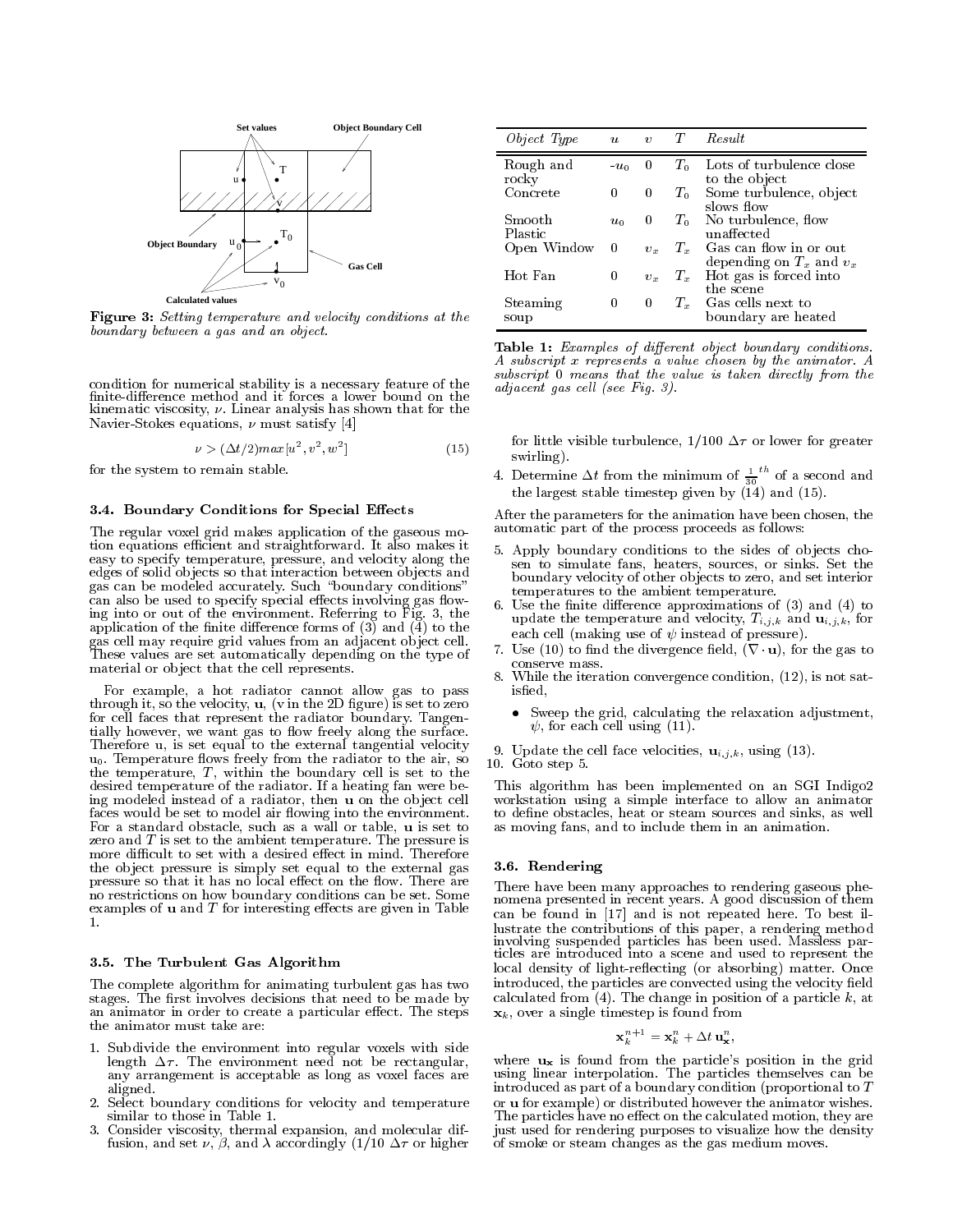Figure 3: *Setting temperature and velocity conditions at the boundary between a gas and an object.*

condition for numerical stability is a necessary feature of the finite-difference method and it forces a lower bound on the kinematic viscosity, $\nu$. Linear analysis has shown that for the Navier-Stokes equations, $\nu$ must satisfy [4]

$$\nu > (\Delta t/2) max[u^2, v^2, w^2] \tag{15}$$

for the system to remain stable.

### 3.4. Boundary Conditions for Special Effects

The regular voxel grid makes application of the gaseous motion equations efficient and straightforward. It also makes it easy to specify temperature, pressure, and velocity along the edges of solid objects so that interaction between objects and gas can be modeled accurately. Such "boundary conditions" can also be used to specify special effects involving gas flowing into or out of the environment. Referring to Fig. 3, the application of the finite difference forms of (3) and (4) to the gas cell may require grid values from an adjacent object cell. These values are set automatically depending on the type of material or object that the cell represents.

For example, a hot radiator cannot allow gas to pass through it, so the velocity, $\mathbf{u}$, (v in the 2D figure) is set to zero for cell faces that represent the radiator boundary. Tangentially however, we want gas to flow freely along the surface. Therefore u, is set equal to the external tangential velocity $u_0$. Temperature flows freely from the radiator to the air, so the temperature, $T$, within the boundary cell is set to the desired temperature of the radiator. If a heating fan were being modeled instead of a radiator, then $\mathbf{u}$ on the object cell faces would be set to model air flowing into the environment. For a standard obstacle, such as a wall or table, $\mathbf{u}$ is set to zero and $T$ is set to the ambient temperature. The pressure is more difficult to set with a desired effect in mind. Therefore the object pressure is simply set equal to the external gas pressure so that it has no local effect on the flow. There are no restrictions on how boundary conditions can be set. Some examples of $\mathbf{u}$ and $T$ for interesting effects are given in Table 1.

| *Object Type* | $u$ | $v$ | $T$ | *Result* |
|---|---|---|---|---|
| Rough and rocky | $-u_0$ | 0 | $T_0$ | Lots of turbulence close to the object |
| Concrete | 0 | 0 | $T_0$ | Some turbulence, object slows flow |
| Smooth Plastic | $u_0$ | 0 | $T_0$ | No turbulence, flow unaffected |
| Open Window | 0 | $v_x$ | $T_x$ | Gas can flow in or out depending on $T_x$ and $v_x$ |
| Hot Fan | 0 | $v_x$ | $T_x$ | Hot gas is forced into the scene |
| Steaming soup | 0 | 0 | $T_x$ | Gas cells next to boundary are heated |

**Table 1:** *Examples of different object boundary conditions. A subscript x represents a value chosen by the animator. A subscript 0 means that the value is taken directly from the adjacent gas cell (see Fig. 3).*

### 3.5. The Turbulent Gas Algorithm

The complete algorithm for animating turbulent gas has two stages. The first involves decisions that need to be made by an animator in order to create a particular effect. The steps the animator must take are:

1. Subdivide the environment into regular voxels with side length $\Delta\tau$. The environment need not be rectangular, any arrangement is acceptable as long as voxel faces are aligned.
2. Select boundary conditions for velocity and temperature similar to those in Table 1.
3. Consider viscosity, thermal expansion, and molecular diffusion, and set $\nu$, $\beta$, and $\lambda$ accordingly (1/10 $\Delta\tau$ or higher for little visible turbulence, 1/100 $\Delta\tau$ or lower for greater swirling).
4. Determine $\Delta t$ from the minimum of $\frac{1}{30}^{th}$ of a second and the largest stable timestep given by (14) and (15).

After the parameters for the animation have been chosen, the automatic part of the process proceeds as follows:

5. Apply boundary conditions to the sides of objects chosen to simulate fans, heaters, sources, or sinks. Set the boundary velocity of other objects to zero, and set interior temperatures to the ambient temperature.
6. Use the finite difference approximations of (3) and (4) to update the temperature and velocity, $T_{i,j,k}$ and $\mathbf{u}_{i,j,k}$, for each cell (making use of $\psi$ instead of pressure).
7. Use (10) to find the divergence field, $(\nabla \cdot \mathbf{u})$, for the gas to conserve mass.
8. While the iteration convergence condition, (12), is not satisfied,
   - Sweep the grid, calculating the relaxation adjustment, $\psi$, for each cell using (11).
9. Update the cell face velocities, $\mathbf{u}_{i,j,k}$, using (13).
10. Goto step 5.

This algorithm has been implemented on an SGI Indigo2 workstation using a simple interface to allow an animator to define obstacles, heat or steam sources and sinks, as well as moving fans, and to include them in an animation.

### 3.6. Rendering

There have been many approaches to rendering gaseous phenomena presented in recent years. A good discussion of them can be found in [17] and is not repeated here. To best illustrate the contributions of this paper, a rendering method involving suspended particles has been used. Massless particles are introduced into a scene and used to represent the local density of light-reflecting (or absorbing) matter. Once introduced, the particles are convected using the velocity field calculated from (4). The change in position of a particle $k$, at $\mathbf{x}_k$, over a single timestep is found from

$$\mathbf{x}_k^{n+1} = \mathbf{x}_k^n + \Delta t \, \mathbf{u}_\mathbf{x}^n,$$

where $\mathbf{u}_\mathbf{x}$ is found from the particle's position in the grid using linear interpolation. The particles themselves can be introduced as part of a boundary condition (proportional to $T$ or $\mathbf{u}$ for example) or distributed however the animator wishes. The particles have no effect on the calculated motion, they are just used for rendering purposes to visualize how the density of smoke or steam changes as the gas medium moves.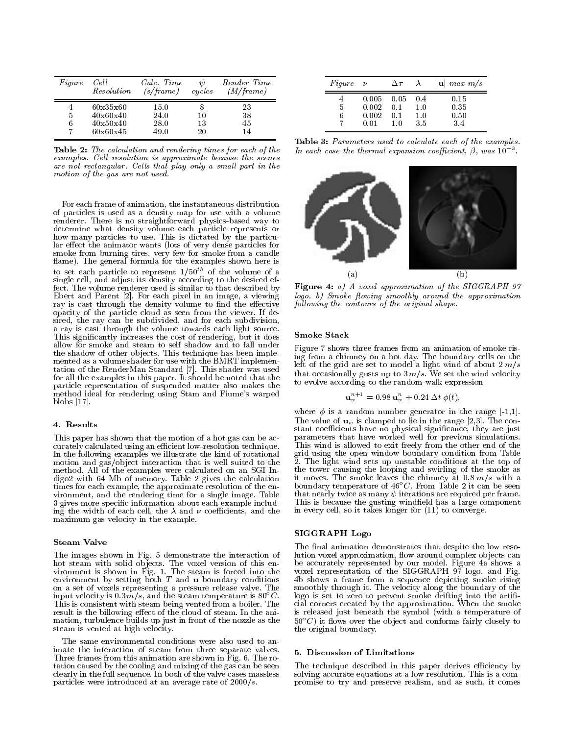| *Figure* | *Cell Resolution* | *Calc. Time (s/frame)* | $\psi$ *cycles* | *Render Time (M/frame)* |
|---|---|---|---|---|
| 4 | 60x35x60 | 15.0 | 8 | 23 |
| 5 | 40x60x40 | 24.0 | 10 | 38 |
| 6 | 40x50x40 | 28.0 | 13 | 45 |
| 7 | 60x60x45 | 49.0 | 20 | 14 |

**Table 2:** *The calculation and rendering times for each of the examples. Cell resolution is approximate because the scenes are not rectangular. Cells that play only a small part in the motion of the gas are not used.*

For each frame of animation, the instantaneous distribution of particles is used as a density map for use with a volume renderer. There is no straightforward physics-based way to determine what density volume each particle represents or how many particles to use. This is dictated by the particular effect the animator wants (lots of very dense particles for smoke from burning tires, very few for smoke from a candle flame). The general formula for the examples shown here is to set each particle to represent $1/50^{th}$ of the volume of a single cell, and adjust its density according to the desired effect. The volume renderer used is similar to that described by Ebert and Parent [2]. For each pixel in an image, a viewing ray is cast through the density volume to find the effective opacity of the particle cloud as seen from the viewer. If desired, the ray can be subdivided, and for each subdivision, a ray is cast through the volume towards each light source. This significantly increases the cost of rendering, but it does allow for smoke and steam to self shadow and to fall under the shadow of other objects. This technique has been implemented as a volume shader for use with the BMRT implementation of the RenderMan Standard [7]. This shader was used for all the examples in this paper. It should be noted that the particle representation of suspended matter also makes the method ideal for rendering using Stam and Fiume's warped blobs [17].

## 4. Results

This paper has shown that the motion of a hot gas can be accurately calculated using an efficient low-resolution technique. In the following examples we illustrate the kind of rotational motion and gas/object interaction that is well suited to the method. All of the examples were calculated on an SGI Indigo2 with 64 Mb of memory. Table 2 gives the calculation times for each example, the approximate resolution of the environment, and the rendering time for a single image. Table 3 gives more specific information about each example including the width of each cell, the $\lambda$ and $\nu$ coefficients, and the maximum gas velocity in the example.

### Steam Valve

The images shown in Fig. 5 demonstrate the interaction of hot steam with solid objects. The voxel version of this environment is shown in Fig. 1. The steam is forced into the environment by setting both $T$ and $\mathbf{u}$ boundary conditions on a set of voxels representing a pressure release valve. The input velocity is $0.3m/s$, and the steam temperature is $80^oC$. This is consistent with steam being vented from a boiler. The result is the billowing effect of the cloud of steam. In the animation, turbulence builds up just in front of the nozzle as the steam is vented at high velocity.

The same environmental conditions were also used to animate the interaction of steam from three separate valves. Three frames from this animation are shown in Fig. 6. The rotation caused by the cooling and mixing of the gas can be seen clearly in the full sequence. In both of the valve cases massless particles were introduced at an average rate of $2000/s$.

| *Figure* | $\nu$ | $\Delta\tau$ | $\lambda$ | $\lvert\mathbf{u}\rvert$ *max m/s* |
|---|---|---|---|---|
| 4 | 0.005 | 0.05 | 0.4 | 0.15 |
| 5 | 0.002 | 0.1 | 1.0 | 0.35 |
| 6 | 0.002 | 0.1 | 1.0 | 0.50 |
| 7 | 0.01 | 1.0 | 3.5 | 3.4 |

**Table 3:** *Parameters used to calculate each of the examples. In each case the thermal expansion coefficient, $\beta$, was $10^{-3}$.*

(a) (b)

**Figure 4:** *a) A voxel approximation of the SIGGRAPH 97 logo. b) Smoke flowing smoothly around the approximation following the contours of the original shape.*

### Smoke Stack

Figure 7 shows three frames from an animation of smoke rising from a chimney on a hot day. The boundary cells on the left of the grid are set to model a light wind of about $2\,m/s$ that occasionally gusts up to $3\,m/s$. We set the wind velocity to evolve according to the random-walk expression

$$\mathbf{u}_w^{n+1} = 0.98\,\mathbf{u}_w^n + 0.24\,\Delta t\;\phi(t),$$

where $\phi$ is a random number generator in the range [-1,1]. The value of $\mathbf{u}_w$ is clamped to lie in the range [2,3]. The constant coefficients have no physical significance, they are just parameters that have worked well for previous simulations. This wind is allowed to exit freely from the other end of the grid using the open window boundary condition from Table 2. The light wind sets up unstable conditions at the top of the tower causing the looping and swirling of the smoke as it moves. The smoke leaves the chimney at $0.8\,m/s$ with a boundary temperature of $46^oC$. From Table 2 it can be seen that nearly twice as many $\psi$ iterations are required per frame. This is because the gusting windfield has a large component in every cell, so it takes longer for (11) to converge.

### SIGGRAPH Logo

The final animation demonstrates that despite the low resolution voxel approximation, flow around complex objects can be accurately represented by our model. Figure 4a shows a voxel representation of the SIGGRAPH 97 logo, and Fig. 4b shows a frame from a sequence depicting smoke rising smoothly through it. The velocity along the boundary of the logo is set to zero to prevent smoke drifting into the artificial corners created by the approximation. When the smoke is released just beneath the symbol (with a temperature of $50^oC$) it flows over the object and conforms fairly closely to the original boundary.

## 5. Discussion of Limitations

The technique described in this paper derives efficiency by solving accurate equations at a low resolution. This is a compromise to try and preserve realism, and as such, it comes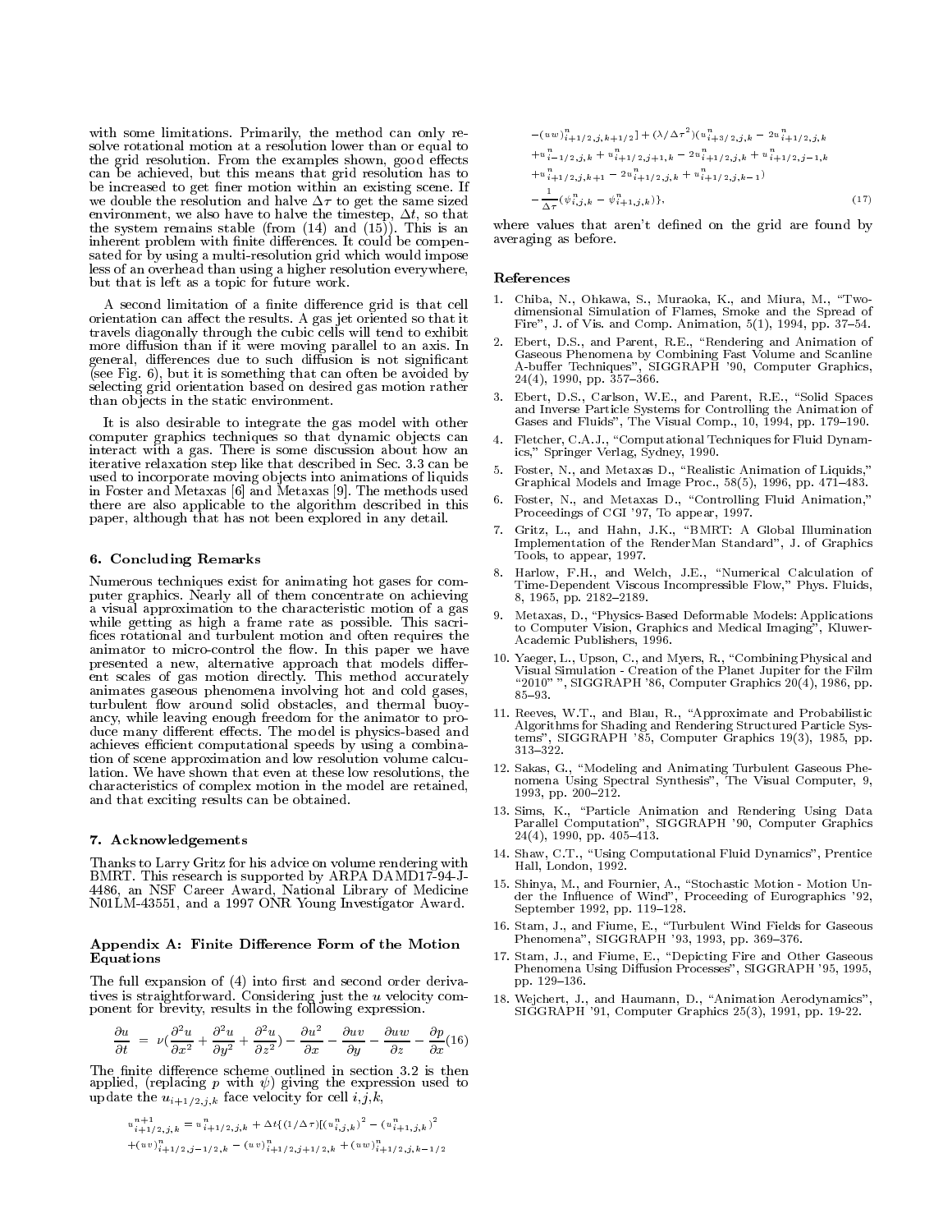with some limitations. Primarily, the method can only resolve rotational motion at a resolution lower than or equal to the grid resolution. From the examples shown, good effects can be achieved, but this means that grid resolution has to be increased to get finer motion within an existing scene. If we double the resolution and halve $\Delta\tau$ to get the same sized environment, we also have to halve the timestep, $\Delta t$, so that the system remains stable (from (14) and (15)). This is an inherent problem with finite differences. It could be compensated for by using a multi-resolution grid which would impose less of an overhead than using a higher resolution everywhere, but that is left as a topic for future work.

A second limitation of a finite difference grid is that cell orientation can affect the results. A gas jet oriented so that it travels diagonally through the cubic cells will tend to exhibit more diffusion than if it were moving parallel to an axis. In general, differences due to such diffusion is not significant (see Fig. 6), but it is something that can often be avoided by selecting grid orientation based on desired gas motion rather than objects in the static environment.

It is also desirable to integrate the gas model with other computer graphics techniques so that dynamic objects can interact with a gas. There is some discussion about how an iterative relaxation step like that described in Sec. 3.3 can be used to incorporate moving objects into animations of liquids in Foster and Metaxas [6] and Metaxas [9]. The methods used there are also applicable to the algorithm described in this paper, although that has not been explored in any detail.

## 6. Concluding Remarks

Numerous techniques exist for animating hot gases for computer graphics. Nearly all of them concentrate on achieving a visual approximation to the characteristic motion of a gas while getting as high a frame rate as possible. This sacrifices rotational and turbulent motion and often requires the animator to micro-control the flow. In this paper we have presented a new, alternative approach that models different scales of gas motion directly. This method accurately animates gaseous phenomena involving hot and cold gases, turbulent flow around solid obstacles, and thermal buoyancy, while leaving enough freedom for the animator to produce many different effects. The model is physics-based and achieves efficient computational speeds by using a combination of scene approximation and low resolution volume calculation. We have shown that even at these low resolutions, the characteristics of complex motion in the model are retained, and that exciting results can be obtained.

## 7. Acknowledgements

Thanks to Larry Gritz for his advice on volume rendering with BMRT. This research is supported by ARPA DAMD17-94-J-4486, an NSF Career Award, National Library of Medicine N01LM-43551, and a 1997 ONR Young Investigator Award.

## Appendix A: Finite Difference Form of the Motion Equations

The full expansion of (4) into first and second order derivatives is straightforward. Considering just the $u$ velocity component for brevity, results in the following expression.

$$\frac{\partial u}{\partial t} = \nu\left(\frac{\partial^2 u}{\partial x^2} + \frac{\partial^2 u}{\partial y^2} + \frac{\partial^2 u}{\partial z^2}\right) - \frac{\partial u^2}{\partial x} - \frac{\partial uv}{\partial y} - \frac{\partial uw}{\partial z} - \frac{\partial p}{\partial x} \quad (16)$$

The finite difference scheme outlined in section 3.2 is then applied, (replacing $p$ with $\psi$) giving the expression used to update the $u_{i+1/2,j,k}$ face velocity for cell $i$,$j$,$k$,

$$\begin{aligned}
u^{n+1}_{i+1/2,j,k} &= u^n_{i+1/2,j,k} + \Delta t\{(1/\Delta\tau)[(u^n_{i,j,k})^2 - (u^n_{i+1,j,k})^2 \\
&+ (uv)^n_{i+1/2,j-1/2,k} - (uv)^n_{i+1/2,j+1/2,k} + (uw)^n_{i+1/2,j,k-1/2} \\
&- (uw)^n_{i+1/2,j,k+1/2}] + (\lambda/\Delta\tau^2)(u^n_{i+3/2,j,k} - 2u^n_{i+1/2,j,k} \\
&+ u^n_{i-1/2,j,k} + u^n_{i+1/2,j+1,k} - 2u^n_{i+1/2,j,k} + u^n_{i+1/2,j-1,k} \\
&+ u^n_{i+1/2,j,k+1} - 2u^n_{i+1/2,j,k} + u^n_{i+1/2,j,k-1}) \\
&- \frac{1}{\Delta\tau}(\psi^n_{i,j,k} - \psi^n_{i+1,j,k})\}, \quad (17)
\end{aligned}$$

where values that aren't defined on the grid are found by averaging as before.

## References

1. Chiba, N., Ohkawa, S., Muraoka, K., and Miura, M., "Two-dimensional Simulation of Flames, Smoke and the Spread of Fire", J. of Vis. and Comp. Animation, 5(1), 1994, pp. 37–54.
2. Ebert, D.S., and Parent, R.E., "Rendering and Animation of Gaseous Phenomena by Combining Fast Volume and Scanline A-buffer Techniques", SIGGRAPH '90, Computer Graphics, 24(4), 1990, pp. 357–366.
3. Ebert, D.S., Carlson, W.E., and Parent, R.E., "Solid Spaces and Inverse Particle Systems for Controlling the Animation of Gases and Fluids", The Visual Comp., 10, 1994, pp. 179–190.
4. Fletcher, C.A.J., "Computational Techniques for Fluid Dynamics," Springer Verlag, Sydney, 1990.
5. Foster, N., and Metaxas D., "Realistic Animation of Liquids," Graphical Models and Image Proc., 58(5), 1996, pp. 471–483.
6. Foster, N., and Metaxas D., "Controlling Fluid Animation," Proceedings of CGI '97, To appear, 1997.
7. Gritz, L., and Hahn, J.K., "BMRT: A Global Illumination Implementation of the RenderMan Standard", J. of Graphics Tools, to appear, 1997.
8. Harlow, F.H., and Welch, J.E., "Numerical Calculation of Time-Dependent Viscous Incompressible Flow," Phys. Fluids, 8, 1965, pp. 2182–2189.
9. Metaxas, D., "Physics-Based Deformable Models: Applications to Computer Vision, Graphics and Medical Imaging", Kluwer-Academic Publishers, 1996.
10. Yaeger, L., Upson, C., and Myers, R., "Combining Physical and Visual Simulation - Creation of the Planet Jupiter for the Film "2010" ", SIGGRAPH '86, Computer Graphics 20(4), 1986, pp. 85–93.
11. Reeves, W.T., and Blau, R., "Approximate and Probabilistic Algorithms for Shading and Rendering Structured Particle Systems", SIGGRAPH '85, Computer Graphics 19(3), 1985, pp. 313–322.
12. Sakas, G., "Modeling and Animating Turbulent Gaseous Phenomena Using Spectral Synthesis", The Visual Computer, 9, 1993, pp. 200–212.
13. Sims, K., "Particle Animation and Rendering Using Data Parallel Computation", SIGGRAPH '90, Computer Graphics 24(4), 1990, pp. 405–413.
14. Shaw, C.T., "Using Computational Fluid Dynamics", Prentice Hall, London, 1992.
15. Shinya, M., and Fournier, A., "Stochastic Motion - Motion Under the Influence of Wind", Proceeding of Eurographics '92, September 1992, pp. 119–128.
16. Stam, J., and Fiume, E., "Turbulent Wind Fields for Gaseous Phenomena", SIGGRAPH '93, 1993, pp. 369–376.
17. Stam, J., and Fiume, E., "Depicting Fire and Other Gaseous Phenomena Using Diffusion Processes", SIGGRAPH '95, 1995, pp. 129–136.
18. Wejchert, J., and Haumann, D., "Animation Aerodynamics", SIGGRAPH '91, Computer Graphics 25(3), 1991, pp. 19-22.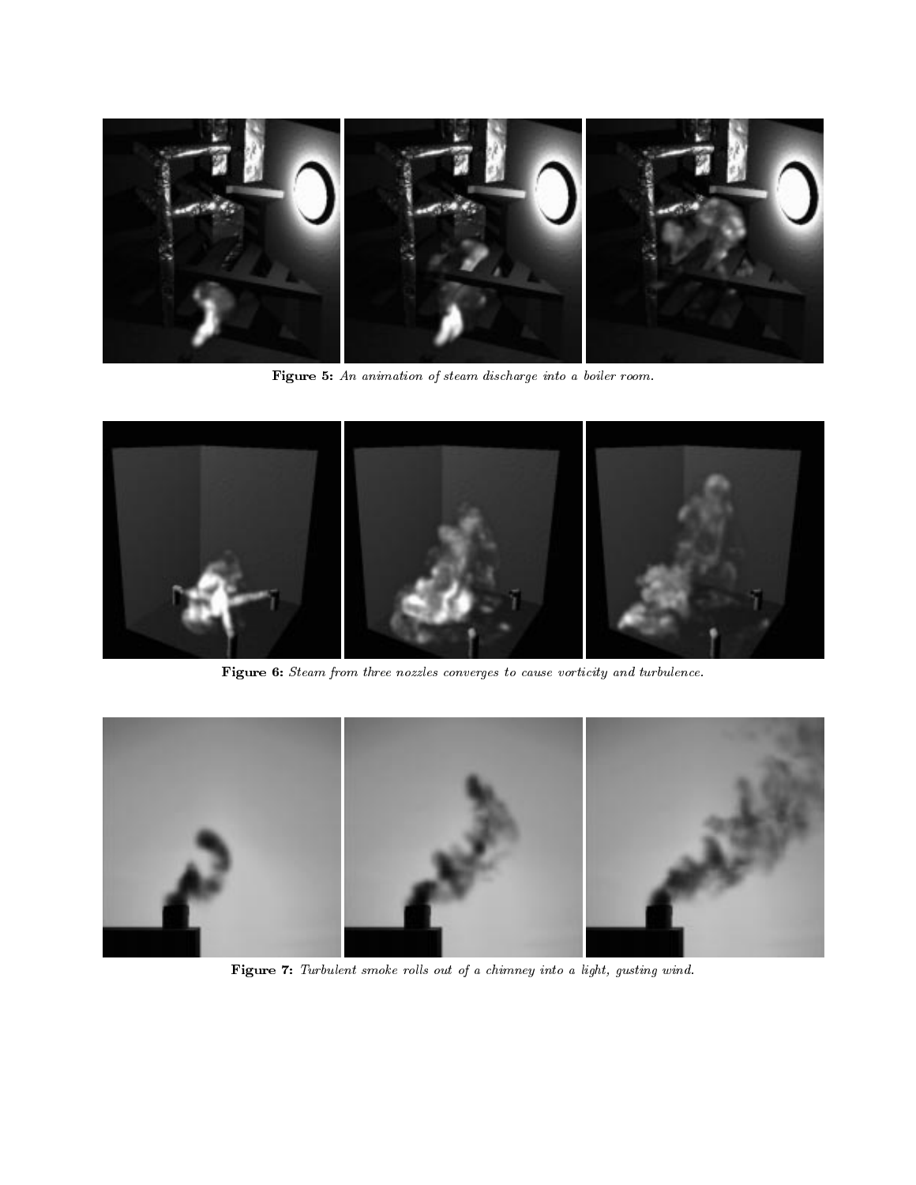**Figure 5:** *An animation of steam discharge into a boiler room.*

**Figure 6:** *Steam from three nozzles converges to cause vorticity and turbulence.*

**Figure 7:** *Turbulent smoke rolls out of a chimney into a light, gusting wind.*